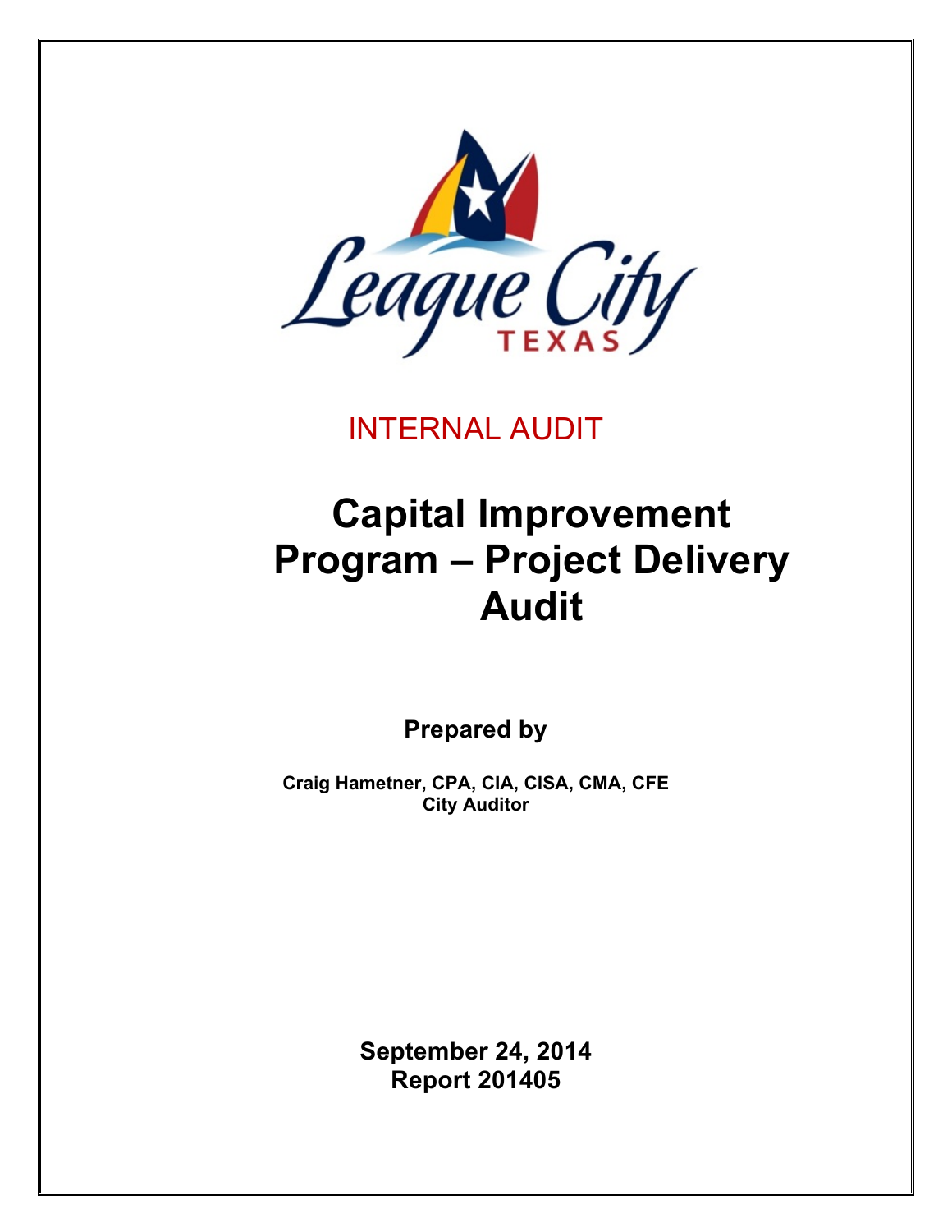League City TEXAS

INTERNAL AUDIT

# Capital Improvement Program – Project Delivery Audit

**Prepared by**

**Craig Hametner, CPA, CIA, CISA, CMA, CFE**
**City Auditor**

**September 24, 2014**
**Report 201405**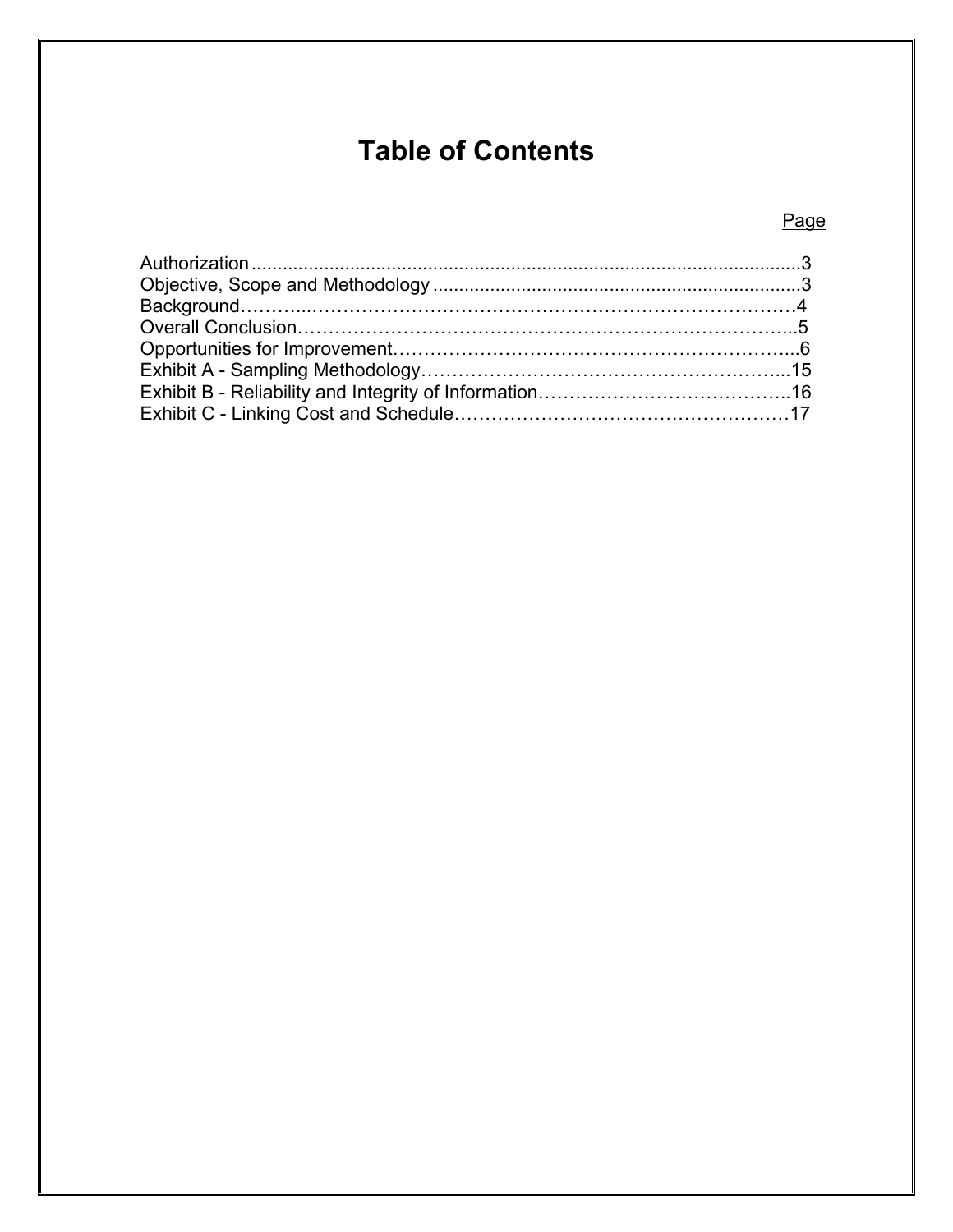# Table of Contents

| | Page |
|---|---|
| Authorization | 3 |
| Objective, Scope and Methodology | 3 |
| Background | 4 |
| Overall Conclusion | 5 |
| Opportunities for Improvement | 6 |
| Exhibit A - Sampling Methodology | 15 |
| Exhibit B - Reliability and Integrity of Information | 16 |
| Exhibit C - Linking Cost and Schedule | 17 |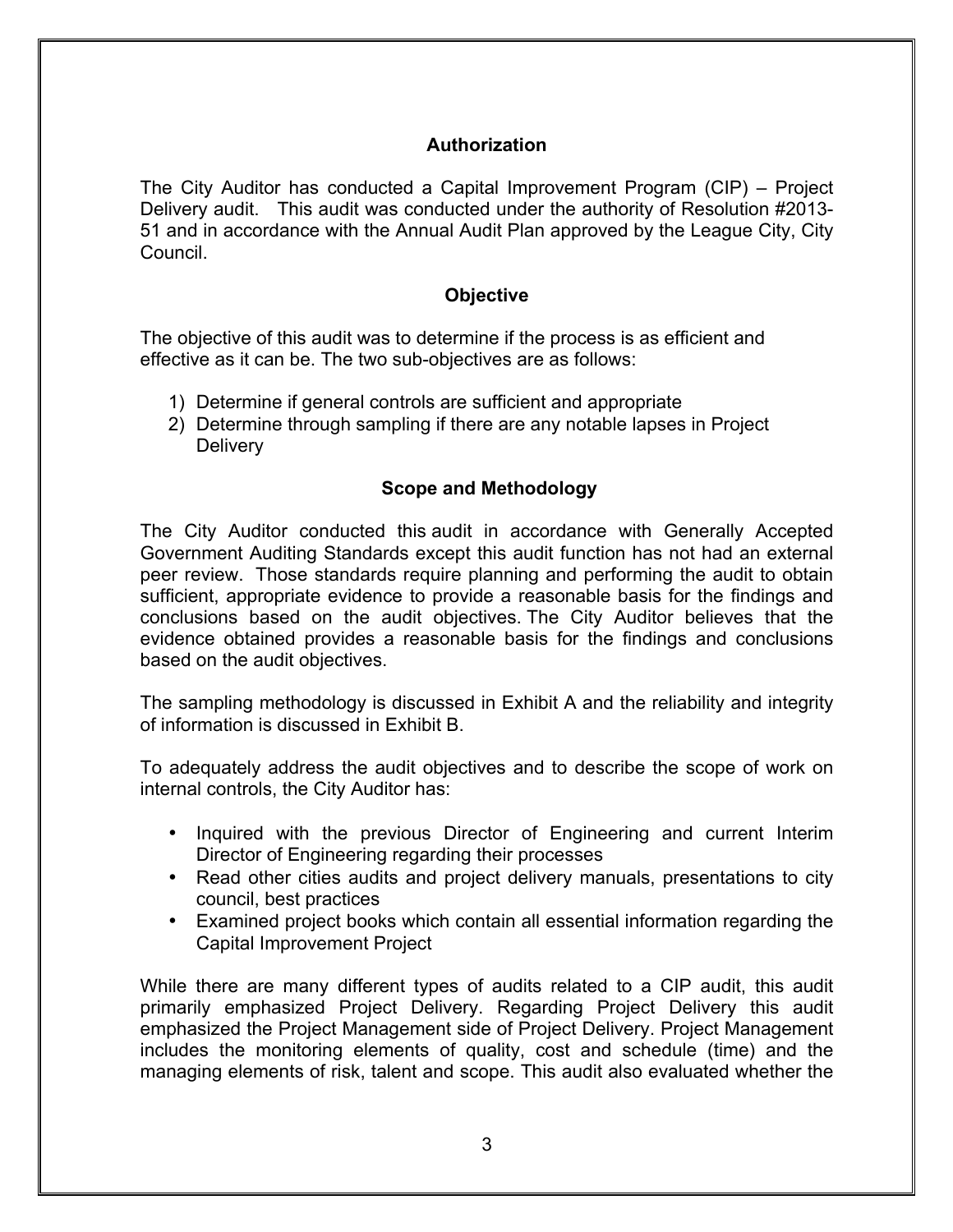## Authorization

The City Auditor has conducted a Capital Improvement Program (CIP) – Project Delivery audit. This audit was conducted under the authority of Resolution #2013-51 and in accordance with the Annual Audit Plan approved by the League City, City Council.

## Objective

The objective of this audit was to determine if the process is as efficient and effective as it can be. The two sub-objectives are as follows:

1) Determine if general controls are sufficient and appropriate
2) Determine through sampling if there are any notable lapses in Project Delivery

## Scope and Methodology

The City Auditor conducted this audit in accordance with Generally Accepted Government Auditing Standards except this audit function has not had an external peer review. Those standards require planning and performing the audit to obtain sufficient, appropriate evidence to provide a reasonable basis for the findings and conclusions based on the audit objectives. The City Auditor believes that the evidence obtained provides a reasonable basis for the findings and conclusions based on the audit objectives.

The sampling methodology is discussed in Exhibit A and the reliability and integrity of information is discussed in Exhibit B.

To adequately address the audit objectives and to describe the scope of work on internal controls, the City Auditor has:

- Inquired with the previous Director of Engineering and current Interim Director of Engineering regarding their processes
- Read other cities audits and project delivery manuals, presentations to city council, best practices
- Examined project books which contain all essential information regarding the Capital Improvement Project

While there are many different types of audits related to a CIP audit, this audit primarily emphasized Project Delivery. Regarding Project Delivery this audit emphasized the Project Management side of Project Delivery. Project Management includes the monitoring elements of quality, cost and schedule (time) and the managing elements of risk, talent and scope. This audit also evaluated whether the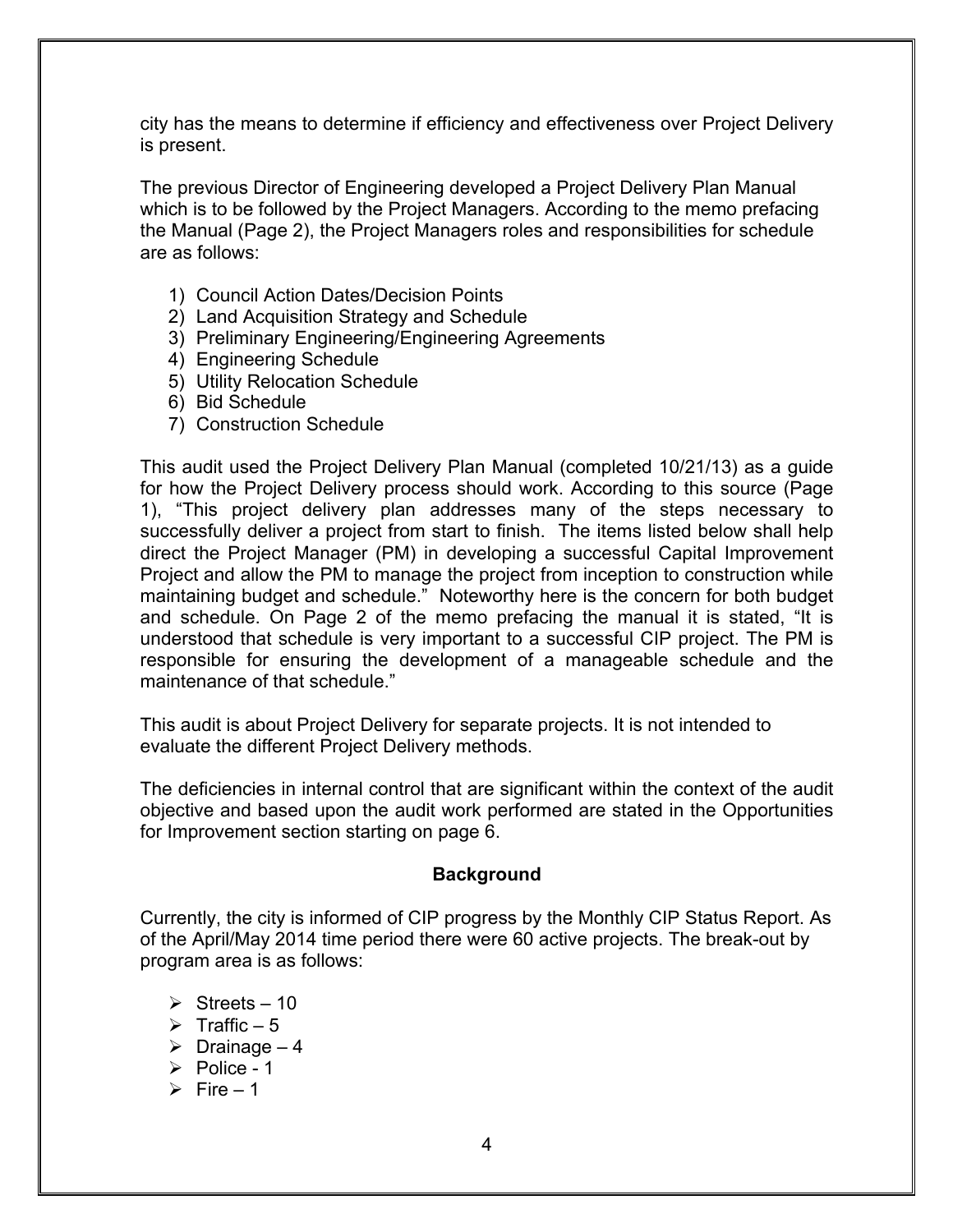city has the means to determine if efficiency and effectiveness over Project Delivery is present.

The previous Director of Engineering developed a Project Delivery Plan Manual which is to be followed by the Project Managers. According to the memo prefacing the Manual (Page 2), the Project Managers roles and responsibilities for schedule are as follows:

1) Council Action Dates/Decision Points
2) Land Acquisition Strategy and Schedule
3) Preliminary Engineering/Engineering Agreements
4) Engineering Schedule
5) Utility Relocation Schedule
6) Bid Schedule
7) Construction Schedule

This audit used the Project Delivery Plan Manual (completed 10/21/13) as a guide for how the Project Delivery process should work. According to this source (Page 1), "This project delivery plan addresses many of the steps necessary to successfully deliver a project from start to finish. The items listed below shall help direct the Project Manager (PM) in developing a successful Capital Improvement Project and allow the PM to manage the project from inception to construction while maintaining budget and schedule." Noteworthy here is the concern for both budget and schedule. On Page 2 of the memo prefacing the manual it is stated, "It is understood that schedule is very important to a successful CIP project. The PM is responsible for ensuring the development of a manageable schedule and the maintenance of that schedule."

This audit is about Project Delivery for separate projects. It is not intended to evaluate the different Project Delivery methods.

The deficiencies in internal control that are significant within the context of the audit objective and based upon the audit work performed are stated in the Opportunities for Improvement section starting on page 6.

## Background

Currently, the city is informed of CIP progress by the Monthly CIP Status Report. As of the April/May 2014 time period there were 60 active projects. The break-out by program area is as follows:

- Streets – 10
- Traffic – 5
- Drainage – 4
- Police - 1
- Fire – 1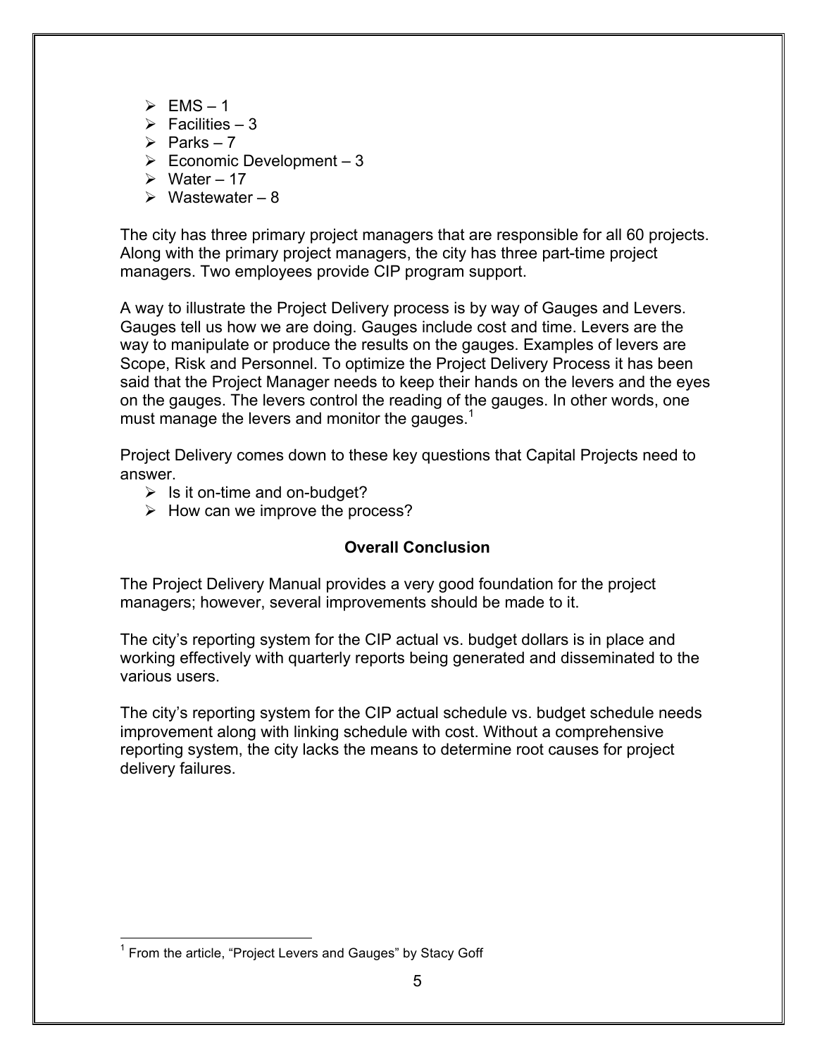- EMS – 1
- Facilities – 3
- Parks – 7
- Economic Development – 3
- Water – 17
- Wastewater – 8

The city has three primary project managers that are responsible for all 60 projects. Along with the primary project managers, the city has three part-time project managers. Two employees provide CIP program support.

A way to illustrate the Project Delivery process is by way of Gauges and Levers. Gauges tell us how we are doing. Gauges include cost and time. Levers are the way to manipulate or produce the results on the gauges. Examples of levers are Scope, Risk and Personnel. To optimize the Project Delivery Process it has been said that the Project Manager needs to keep their hands on the levers and the eyes on the gauges. The levers control the reading of the gauges. In other words, one must manage the levers and monitor the gauges.[1]

Project Delivery comes down to these key questions that Capital Projects need to answer.

- Is it on-time and on-budget?
- How can we improve the process?

## Overall Conclusion

The Project Delivery Manual provides a very good foundation for the project managers; however, several improvements should be made to it.

The city's reporting system for the CIP actual vs. budget dollars is in place and working effectively with quarterly reports being generated and disseminated to the various users.

The city's reporting system for the CIP actual schedule vs. budget schedule needs improvement along with linking schedule with cost. Without a comprehensive reporting system, the city lacks the means to determine root causes for project delivery failures.

[1] From the article, "Project Levers and Gauges" by Stacy Goff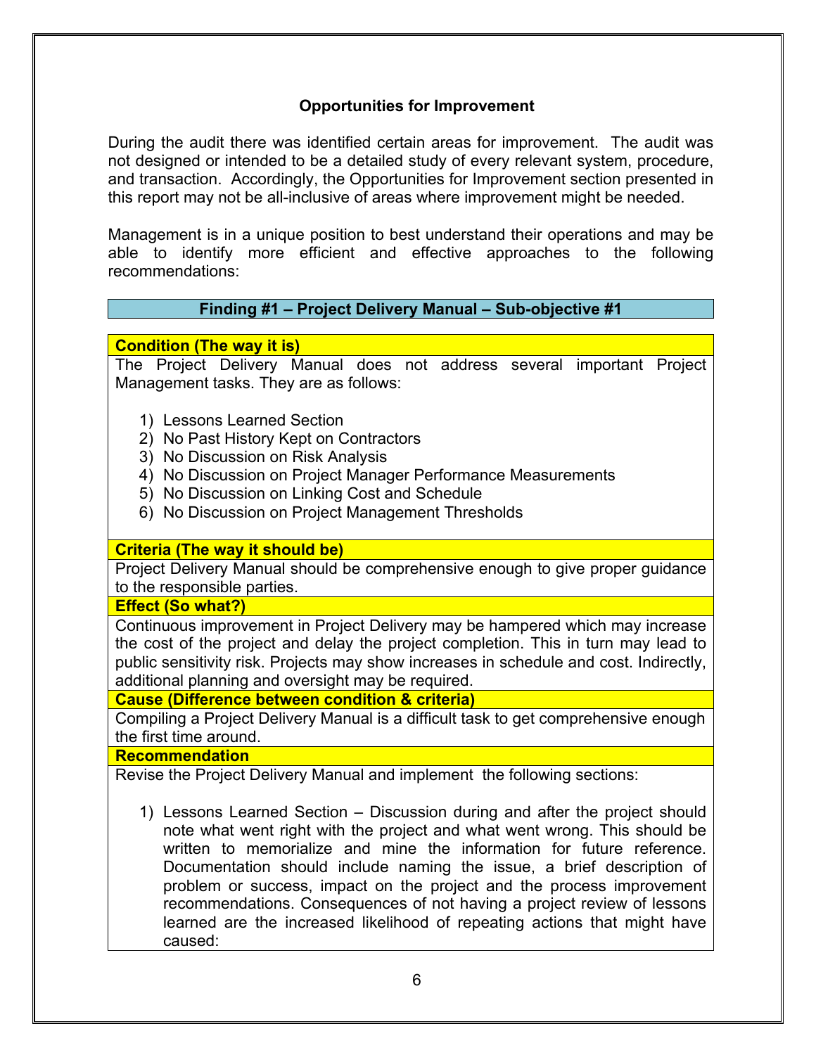## Opportunities for Improvement

During the audit there was identified certain areas for improvement. The audit was not designed or intended to be a detailed study of every relevant system, procedure, and transaction. Accordingly, the Opportunities for Improvement section presented in this report may not be all-inclusive of areas where improvement might be needed.

Management is in a unique position to best understand their operations and may be able to identify more efficient and effective approaches to the following recommendations:

### Finding #1 – Project Delivery Manual – Sub-objective #1

**Condition (The way it is)**

The Project Delivery Manual does not address several important Project Management tasks. They are as follows:

1) Lessons Learned Section
2) No Past History Kept on Contractors
3) No Discussion on Risk Analysis
4) No Discussion on Project Manager Performance Measurements
5) No Discussion on Linking Cost and Schedule
6) No Discussion on Project Management Thresholds

**Criteria (The way it should be)**

Project Delivery Manual should be comprehensive enough to give proper guidance to the responsible parties.

**Effect (So what?)**

Continuous improvement in Project Delivery may be hampered which may increase the cost of the project and delay the project completion. This in turn may lead to public sensitivity risk. Projects may show increases in schedule and cost. Indirectly, additional planning and oversight may be required.

**Cause (Difference between condition & criteria)**

Compiling a Project Delivery Manual is a difficult task to get comprehensive enough the first time around.

**Recommendation**

Revise the Project Delivery Manual and implement the following sections:

1) Lessons Learned Section – Discussion during and after the project should note what went right with the project and what went wrong. This should be written to memorialize and mine the information for future reference. Documentation should include naming the issue, a brief description of problem or success, impact on the project and the process improvement recommendations. Consequences of not having a project review of lessons learned are the increased likelihood of repeating actions that might have caused: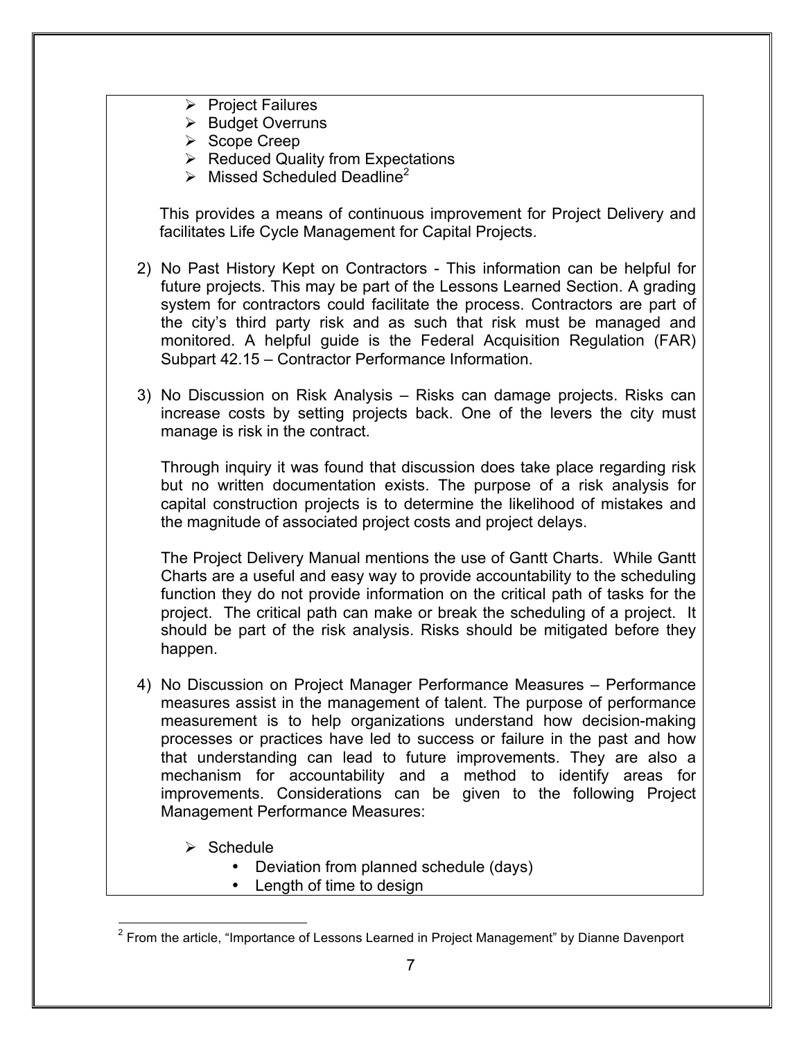- Project Failures
- Budget Overruns
- Scope Creep
- Reduced Quality from Expectations
- Missed Scheduled Deadline[2]

This provides a means of continuous improvement for Project Delivery and facilitates Life Cycle Management for Capital Projects.

2) No Past History Kept on Contractors - This information can be helpful for future projects. This may be part of the Lessons Learned Section. A grading system for contractors could facilitate the process. Contractors are part of the city's third party risk and as such that risk must be managed and monitored. A helpful guide is the Federal Acquisition Regulation (FAR) Subpart 42.15 – Contractor Performance Information.

3) No Discussion on Risk Analysis – Risks can damage projects. Risks can increase costs by setting projects back. One of the levers the city must manage is risk in the contract.

   Through inquiry it was found that discussion does take place regarding risk but no written documentation exists. The purpose of a risk analysis for capital construction projects is to determine the likelihood of mistakes and the magnitude of associated project costs and project delays.

   The Project Delivery Manual mentions the use of Gantt Charts. While Gantt Charts are a useful and easy way to provide accountability to the scheduling function they do not provide information on the critical path of tasks for the project. The critical path can make or break the scheduling of a project. It should be part of the risk analysis. Risks should be mitigated before they happen.

4) No Discussion on Project Manager Performance Measures – Performance measures assist in the management of talent. The purpose of performance measurement is to help organizations understand how decision-making processes or practices have led to success or failure in the past and how that understanding can lead to future improvements. They are also a mechanism for accountability and a method to identify areas for improvements. Considerations can be given to the following Project Management Performance Measures:

   - Schedule
     - Deviation from planned schedule (days)
     - Length of time to design

[2] From the article, "Importance of Lessons Learned in Project Management" by Dianne Davenport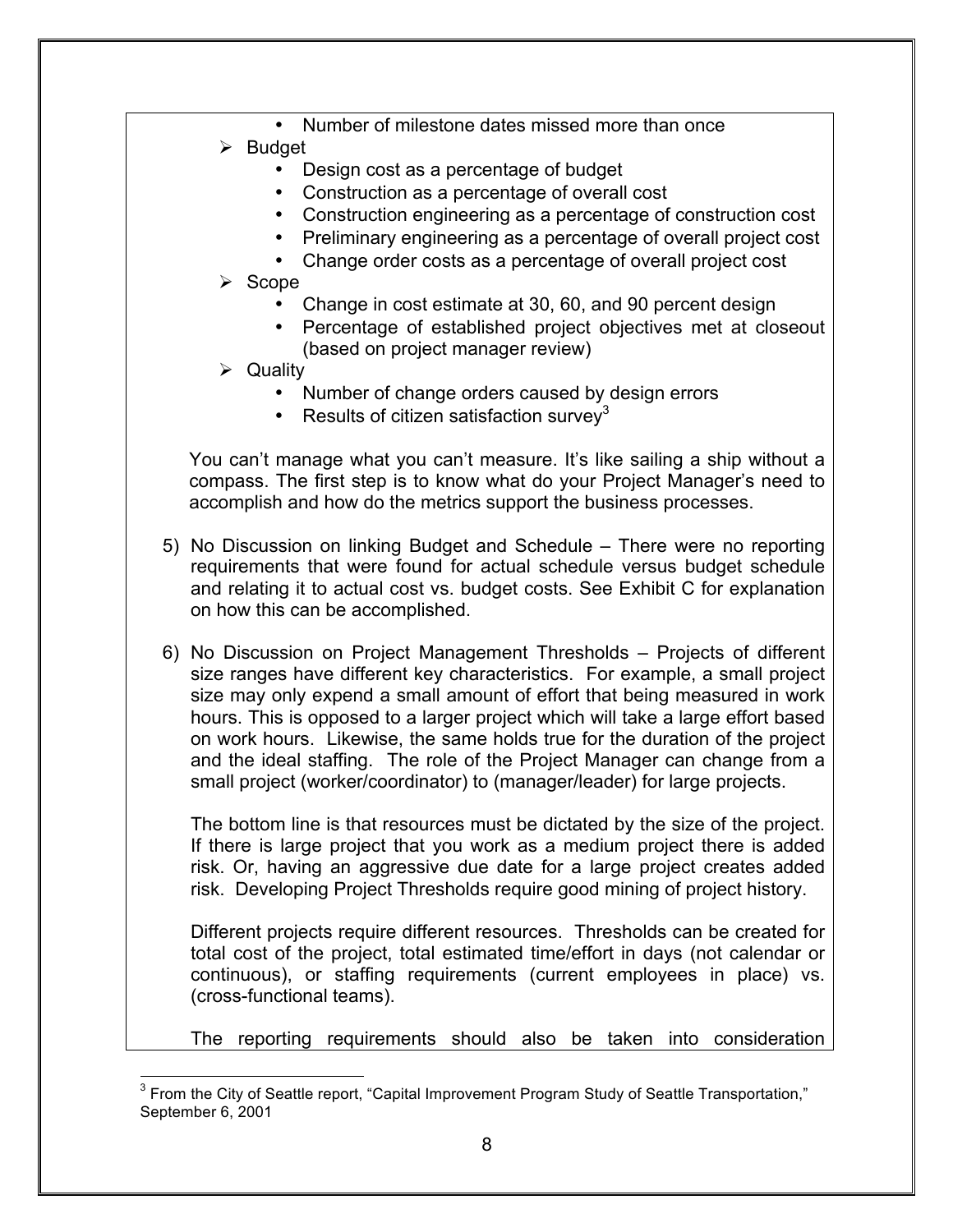- Number of milestone dates missed more than once

- Budget
  - Design cost as a percentage of budget
  - Construction as a percentage of overall cost
  - Construction engineering as a percentage of construction cost
  - Preliminary engineering as a percentage of overall project cost
  - Change order costs as a percentage of overall project cost
- Scope
  - Change in cost estimate at 30, 60, and 90 percent design
  - Percentage of established project objectives met at closeout (based on project manager review)
- Quality
  - Number of change orders caused by design errors
  - Results of citizen satisfaction survey[3]

You can't manage what you can't measure. It's like sailing a ship without a compass. The first step is to know what do your Project Manager's need to accomplish and how do the metrics support the business processes.

5) No Discussion on linking Budget and Schedule – There were no reporting requirements that were found for actual schedule versus budget schedule and relating it to actual cost vs. budget costs. See Exhibit C for explanation on how this can be accomplished.

6) No Discussion on Project Management Thresholds – Projects of different size ranges have different key characteristics. For example, a small project size may only expend a small amount of effort that being measured in work hours. This is opposed to a larger project which will take a large effort based on work hours. Likewise, the same holds true for the duration of the project and the ideal staffing. The role of the Project Manager can change from a small project (worker/coordinator) to (manager/leader) for large projects.

   The bottom line is that resources must be dictated by the size of the project. If there is large project that you work as a medium project there is added risk. Or, having an aggressive due date for a large project creates added risk. Developing Project Thresholds require good mining of project history.

   Different projects require different resources. Thresholds can be created for total cost of the project, total estimated time/effort in days (not calendar or continuous), or staffing requirements (current employees in place) vs. (cross-functional teams).

   The reporting requirements should also be taken into consideration

[3] From the City of Seattle report, "Capital Improvement Program Study of Seattle Transportation," September 6, 2001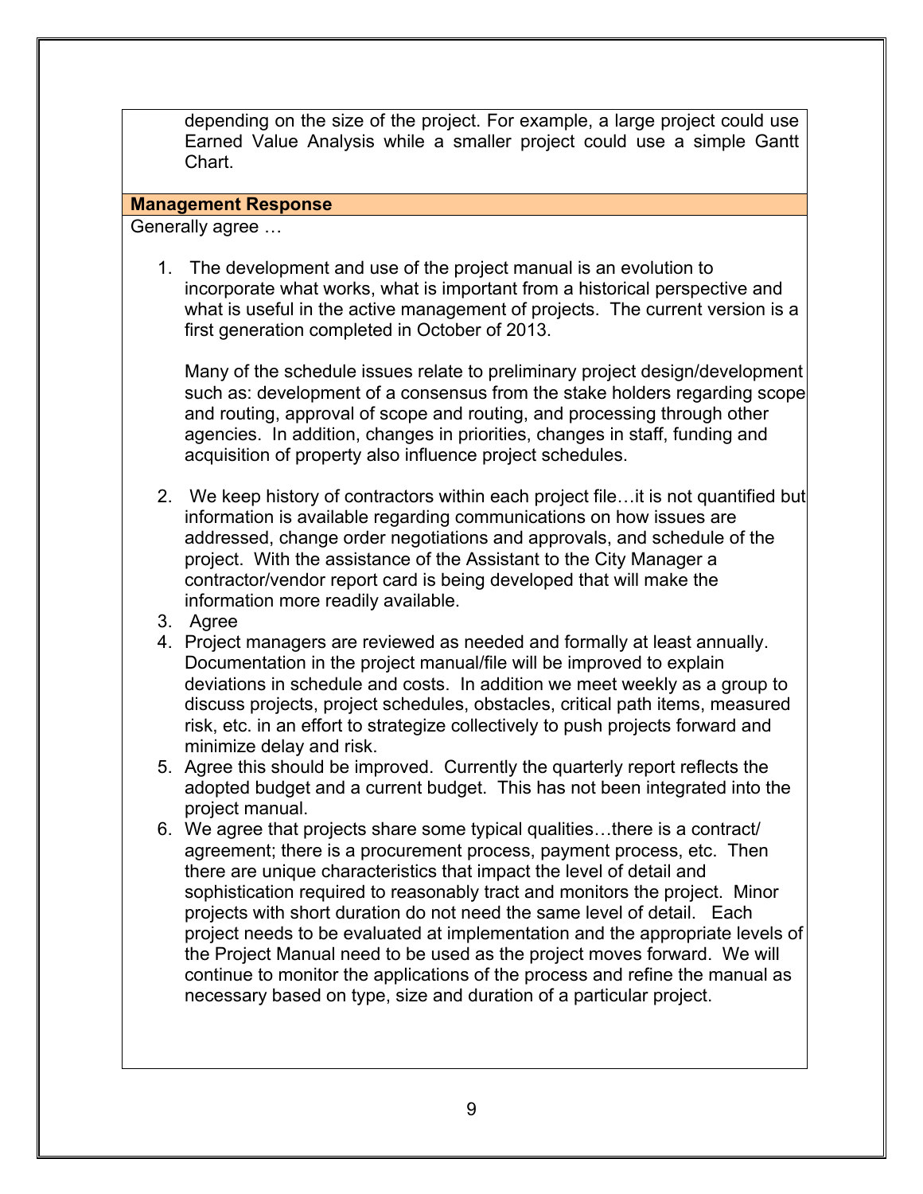depending on the size of the project. For example, a large project could use Earned Value Analysis while a smaller project could use a simple Gantt Chart.

**Management Response**

Generally agree …

1. The development and use of the project manual is an evolution to incorporate what works, what is important from a historical perspective and what is useful in the active management of projects. The current version is a first generation completed in October of 2013.

   Many of the schedule issues relate to preliminary project design/development such as: development of a consensus from the stake holders regarding scope and routing, approval of scope and routing, and processing through other agencies. In addition, changes in priorities, changes in staff, funding and acquisition of property also influence project schedules.

2. We keep history of contractors within each project file…it is not quantified but information is available regarding communications on how issues are addressed, change order negotiations and approvals, and schedule of the project. With the assistance of the Assistant to the City Manager a contractor/vendor report card is being developed that will make the information more readily available.
3. Agree
4. Project managers are reviewed as needed and formally at least annually. Documentation in the project manual/file will be improved to explain deviations in schedule and costs. In addition we meet weekly as a group to discuss projects, project schedules, obstacles, critical path items, measured risk, etc. in an effort to strategize collectively to push projects forward and minimize delay and risk.
5. Agree this should be improved. Currently the quarterly report reflects the adopted budget and a current budget. This has not been integrated into the project manual.
6. We agree that projects share some typical qualities…there is a contract/ agreement; there is a procurement process, payment process, etc. Then there are unique characteristics that impact the level of detail and sophistication required to reasonably tract and monitors the project. Minor projects with short duration do not need the same level of detail. Each project needs to be evaluated at implementation and the appropriate levels of the Project Manual need to be used as the project moves forward. We will continue to monitor the applications of the process and refine the manual as necessary based on type, size and duration of a particular project.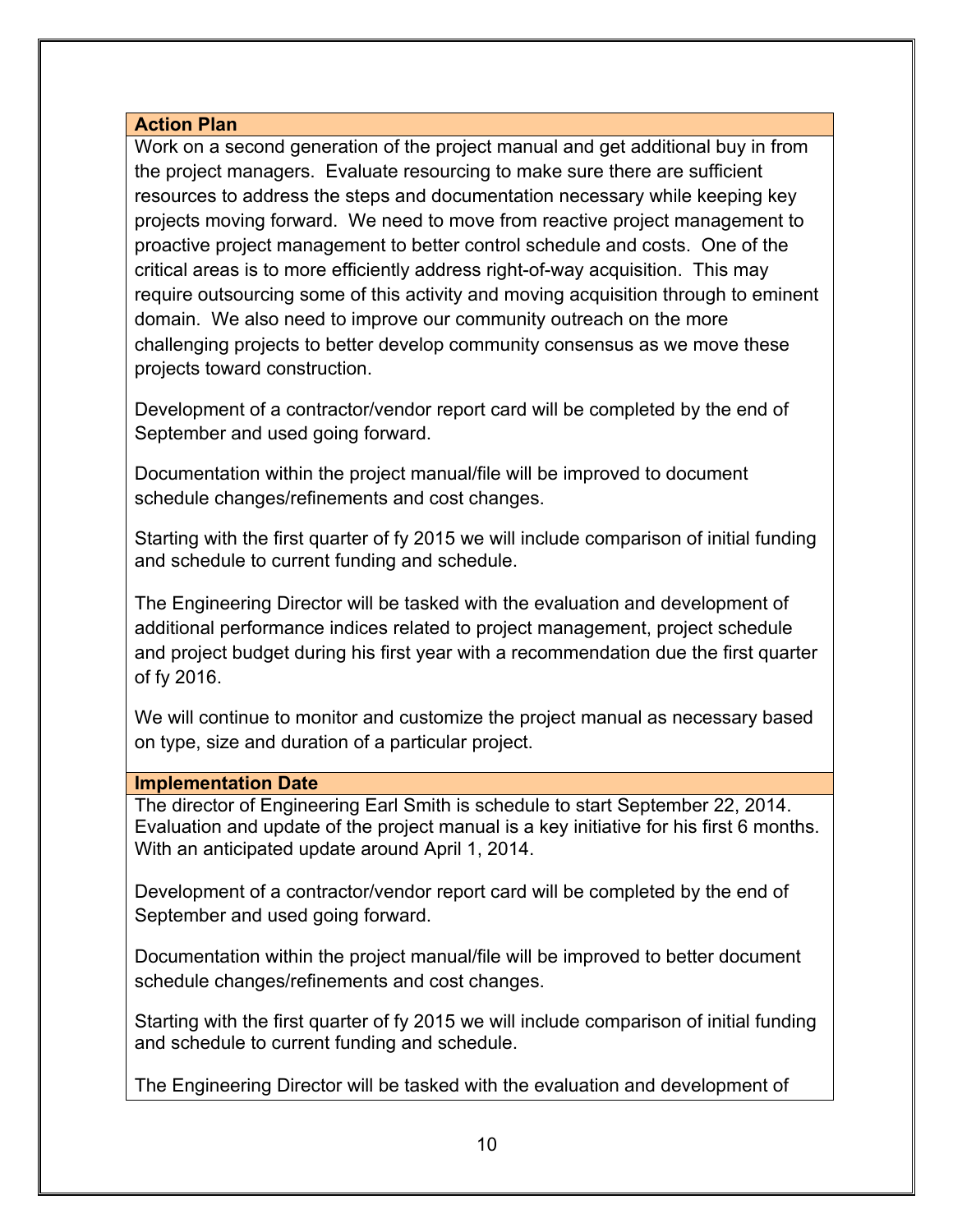### Action Plan

Work on a second generation of the project manual and get additional buy in from the project managers. Evaluate resourcing to make sure there are sufficient resources to address the steps and documentation necessary while keeping key projects moving forward. We need to move from reactive project management to proactive project management to better control schedule and costs. One of the critical areas is to more efficiently address right-of-way acquisition. This may require outsourcing some of this activity and moving acquisition through to eminent domain. We also need to improve our community outreach on the more challenging projects to better develop community consensus as we move these projects toward construction.

Development of a contractor/vendor report card will be completed by the end of September and used going forward.

Documentation within the project manual/file will be improved to document schedule changes/refinements and cost changes.

Starting with the first quarter of fy 2015 we will include comparison of initial funding and schedule to current funding and schedule.

The Engineering Director will be tasked with the evaluation and development of additional performance indices related to project management, project schedule and project budget during his first year with a recommendation due the first quarter of fy 2016.

We will continue to monitor and customize the project manual as necessary based on type, size and duration of a particular project.

### Implementation Date

The director of Engineering Earl Smith is schedule to start September 22, 2014. Evaluation and update of the project manual is a key initiative for his first 6 months. With an anticipated update around April 1, 2014.

Development of a contractor/vendor report card will be completed by the end of September and used going forward.

Documentation within the project manual/file will be improved to better document schedule changes/refinements and cost changes.

Starting with the first quarter of fy 2015 we will include comparison of initial funding and schedule to current funding and schedule.

The Engineering Director will be tasked with the evaluation and development of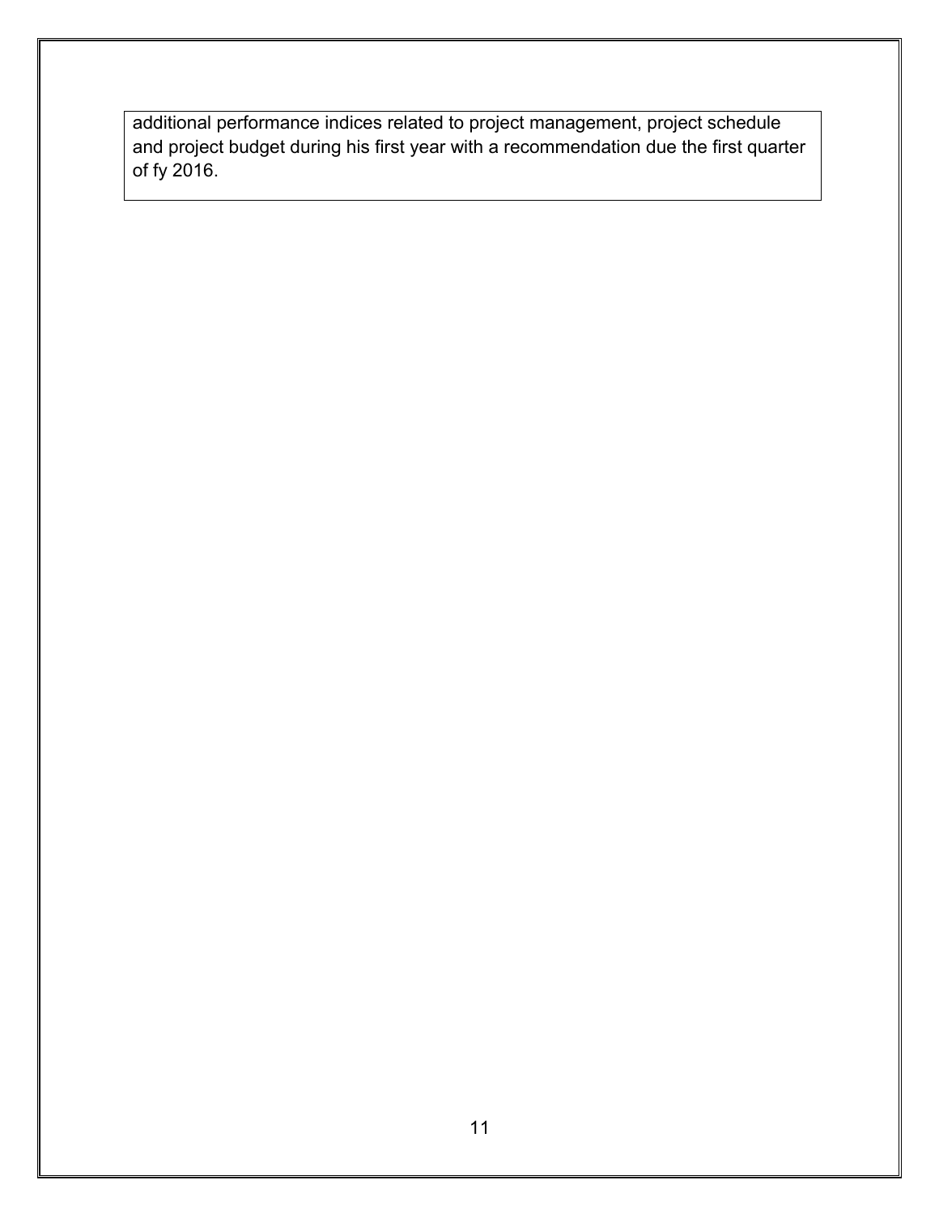additional performance indices related to project management, project schedule and project budget during his first year with a recommendation due the first quarter of fy 2016.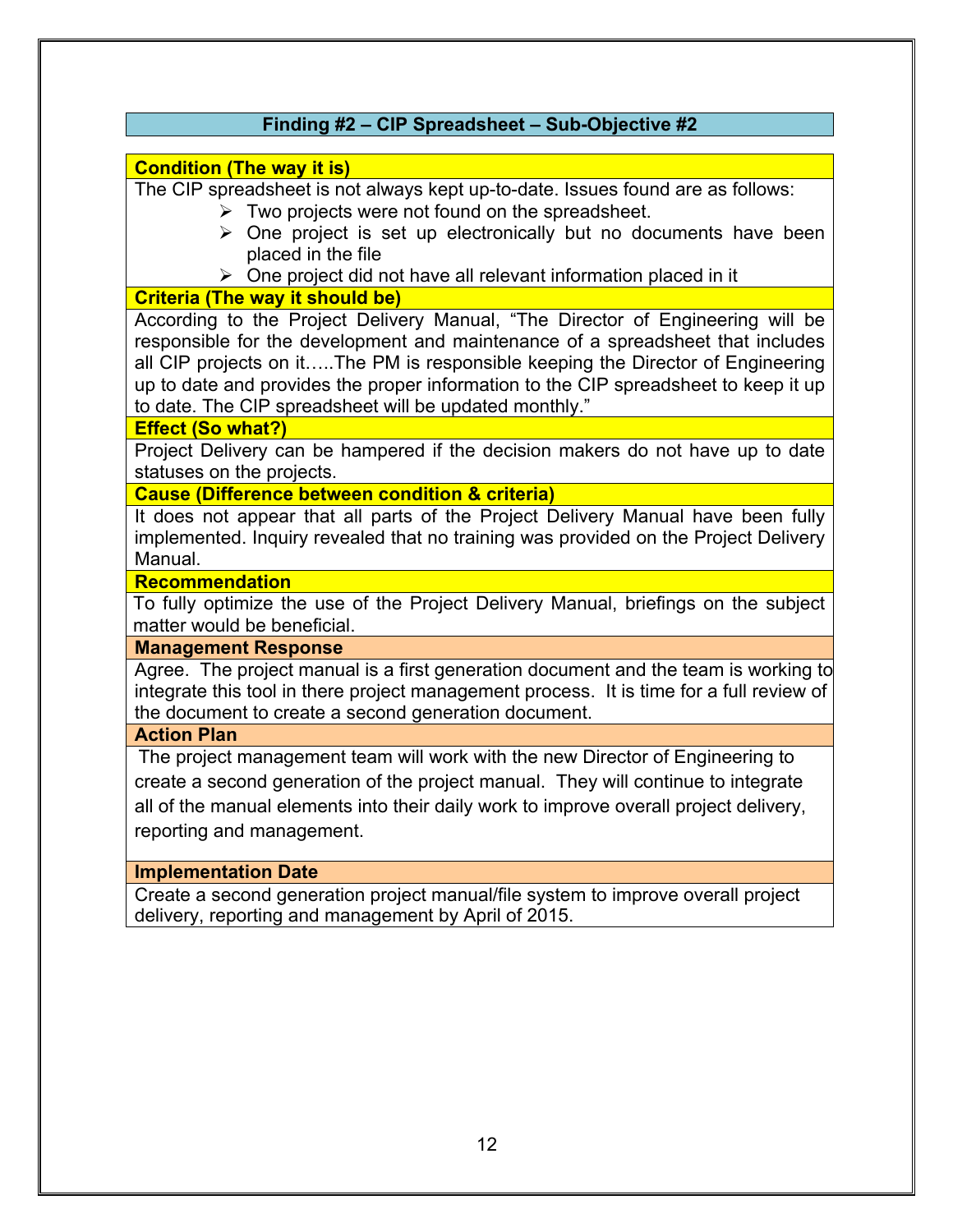## Finding #2 – CIP Spreadsheet – Sub-Objective #2

**Condition (The way it is)**

The CIP spreadsheet is not always kept up-to-date. Issues found are as follows:

- Two projects were not found on the spreadsheet.
- One project is set up electronically but no documents have been placed in the file
- One project did not have all relevant information placed in it

**Criteria (The way it should be)**

According to the Project Delivery Manual, "The Director of Engineering will be responsible for the development and maintenance of a spreadsheet that includes all CIP projects on it…..The PM is responsible keeping the Director of Engineering up to date and provides the proper information to the CIP spreadsheet to keep it up to date. The CIP spreadsheet will be updated monthly."

**Effect (So what?)**

Project Delivery can be hampered if the decision makers do not have up to date statuses on the projects.

**Cause (Difference between condition & criteria)**

It does not appear that all parts of the Project Delivery Manual have been fully implemented. Inquiry revealed that no training was provided on the Project Delivery Manual.

**Recommendation**

To fully optimize the use of the Project Delivery Manual, briefings on the subject matter would be beneficial.

**Management Response**

Agree. The project manual is a first generation document and the team is working to integrate this tool in there project management process. It is time for a full review of the document to create a second generation document.

**Action Plan**

The project management team will work with the new Director of Engineering to create a second generation of the project manual. They will continue to integrate all of the manual elements into their daily work to improve overall project delivery, reporting and management.

**Implementation Date**

Create a second generation project manual/file system to improve overall project delivery, reporting and management by April of 2015.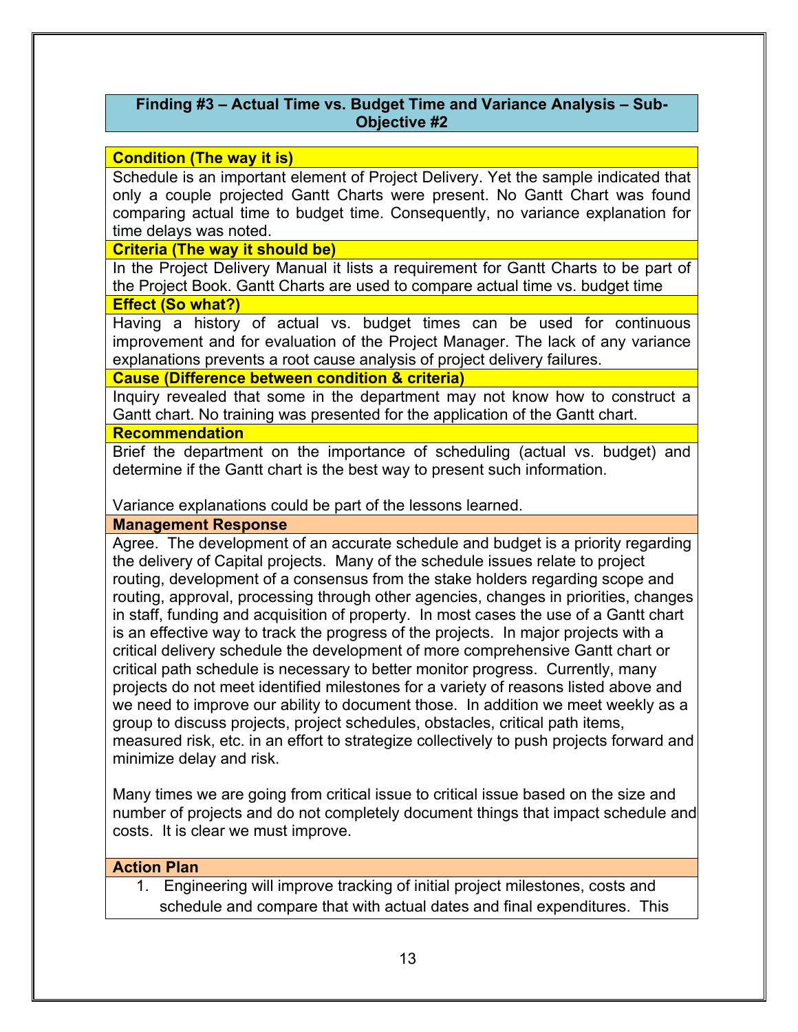## Finding #3 – Actual Time vs. Budget Time and Variance Analysis – Sub-Objective #2

**Condition (The way it is)**

Schedule is an important element of Project Delivery. Yet the sample indicated that only a couple projected Gantt Charts were present. No Gantt Chart was found comparing actual time to budget time. Consequently, no variance explanation for time delays was noted.

**Criteria (The way it should be)**

In the Project Delivery Manual it lists a requirement for Gantt Charts to be part of the Project Book. Gantt Charts are used to compare actual time vs. budget time

**Effect (So what?)**

Having a history of actual vs. budget times can be used for continuous improvement and for evaluation of the Project Manager. The lack of any variance explanations prevents a root cause analysis of project delivery failures.

**Cause (Difference between condition & criteria)**

Inquiry revealed that some in the department may not know how to construct a Gantt chart. No training was presented for the application of the Gantt chart.

**Recommendation**

Brief the department on the importance of scheduling (actual vs. budget) and determine if the Gantt chart is the best way to present such information.

Variance explanations could be part of the lessons learned.

**Management Response**

Agree. The development of an accurate schedule and budget is a priority regarding the delivery of Capital projects. Many of the schedule issues relate to project routing, development of a consensus from the stake holders regarding scope and routing, approval, processing through other agencies, changes in priorities, changes in staff, funding and acquisition of property. In most cases the use of a Gantt chart is an effective way to track the progress of the projects. In major projects with a critical delivery schedule the development of more comprehensive Gantt chart or critical path schedule is necessary to better monitor progress. Currently, many projects do not meet identified milestones for a variety of reasons listed above and we need to improve our ability to document those. In addition we meet weekly as a group to discuss projects, project schedules, obstacles, critical path items, measured risk, etc. in an effort to strategize collectively to push projects forward and minimize delay and risk.

Many times we are going from critical issue to critical issue based on the size and number of projects and do not completely document things that impact schedule and costs. It is clear we must improve.

**Action Plan**

1. Engineering will improve tracking of initial project milestones, costs and schedule and compare that with actual dates and final expenditures. This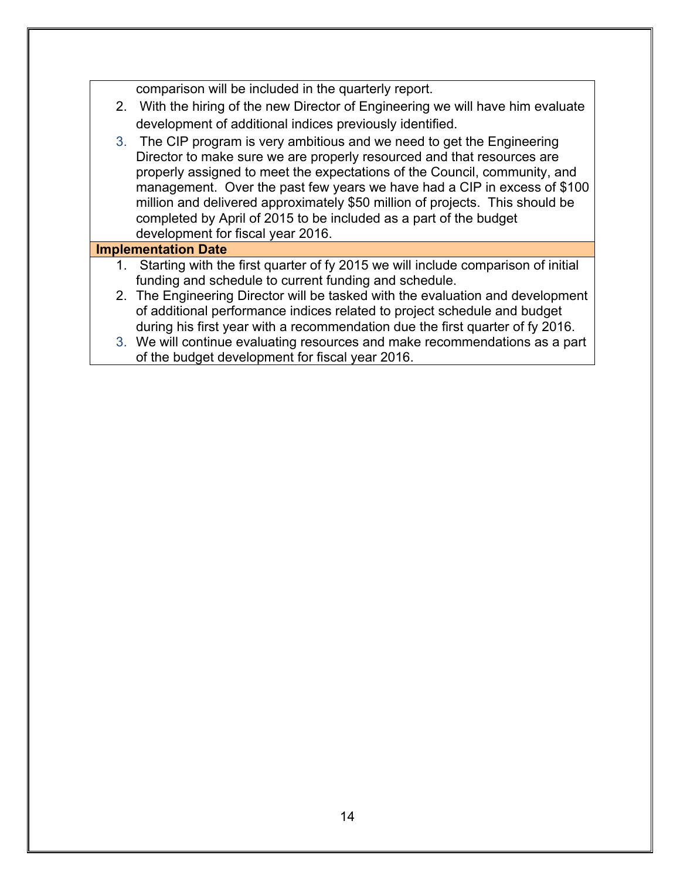comparison will be included in the quarterly report.

2. With the hiring of the new Director of Engineering we will have him evaluate development of additional indices previously identified.
3. The CIP program is very ambitious and we need to get the Engineering Director to make sure we are properly resourced and that resources are properly assigned to meet the expectations of the Council, community, and management. Over the past few years we have had a CIP in excess of $100 million and delivered approximately $50 million of projects. This should be completed by April of 2015 to be included as a part of the budget development for fiscal year 2016.

**Implementation Date**

1. Starting with the first quarter of fy 2015 we will include comparison of initial funding and schedule to current funding and schedule.
2. The Engineering Director will be tasked with the evaluation and development of additional performance indices related to project schedule and budget during his first year with a recommendation due the first quarter of fy 2016.
3. We will continue evaluating resources and make recommendations as a part of the budget development for fiscal year 2016.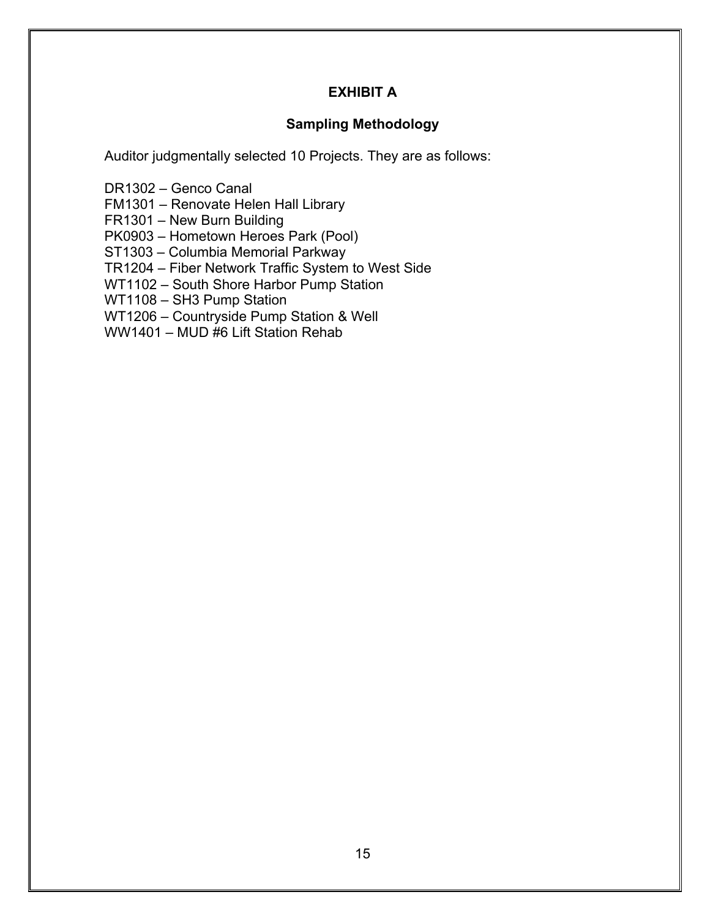# EXHIBIT A

## Sampling Methodology

Auditor judgmentally selected 10 Projects. They are as follows:

DR1302 – Genco Canal
FM1301 – Renovate Helen Hall Library
FR1301 – New Burn Building
PK0903 – Hometown Heroes Park (Pool)
ST1303 – Columbia Memorial Parkway
TR1204 – Fiber Network Traffic System to West Side
WT1102 – South Shore Harbor Pump Station
WT1108 – SH3 Pump Station
WT1206 – Countryside Pump Station & Well
WW1401 – MUD #6 Lift Station Rehab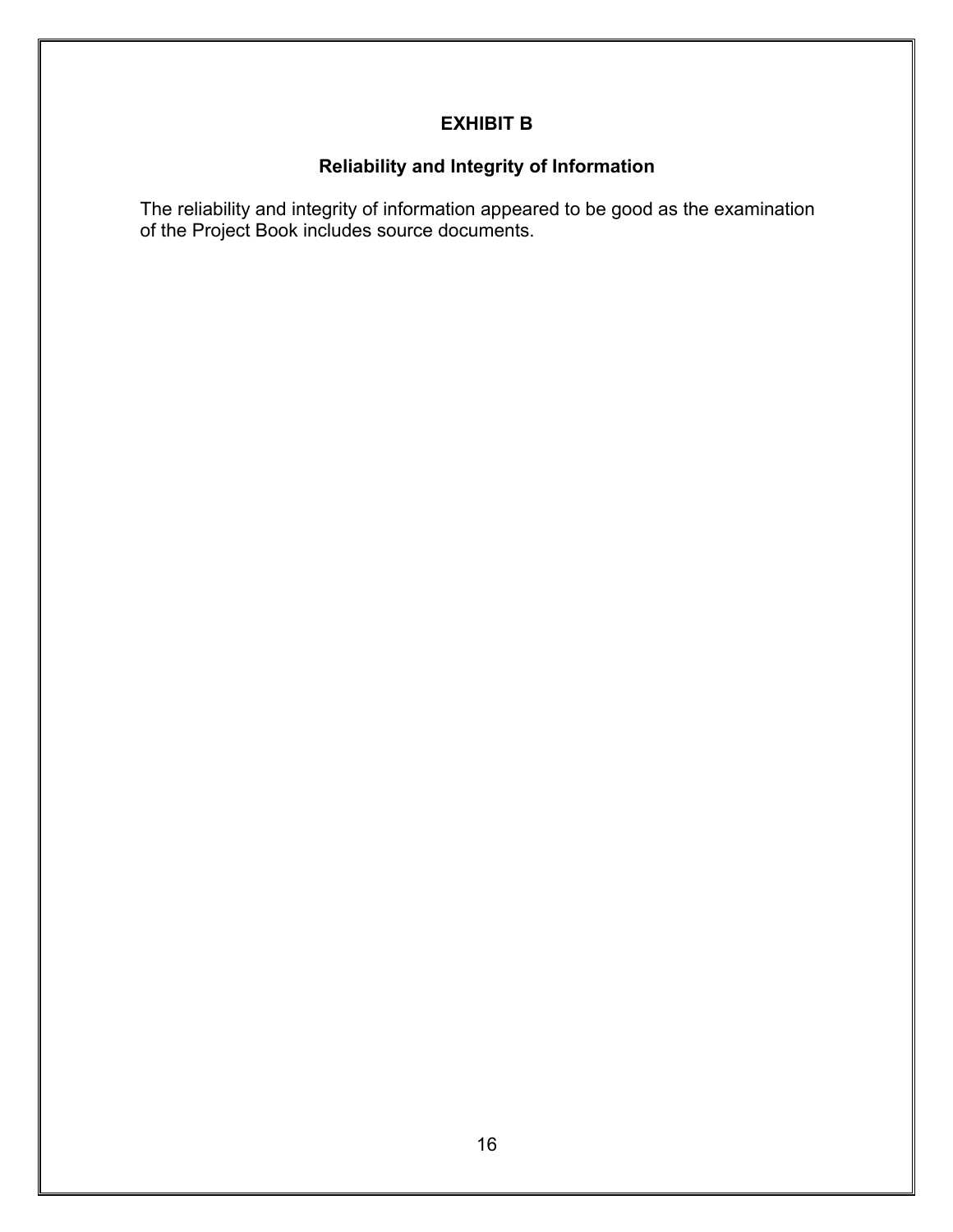# EXHIBIT B

## Reliability and Integrity of Information

The reliability and integrity of information appeared to be good as the examination of the Project Book includes source documents.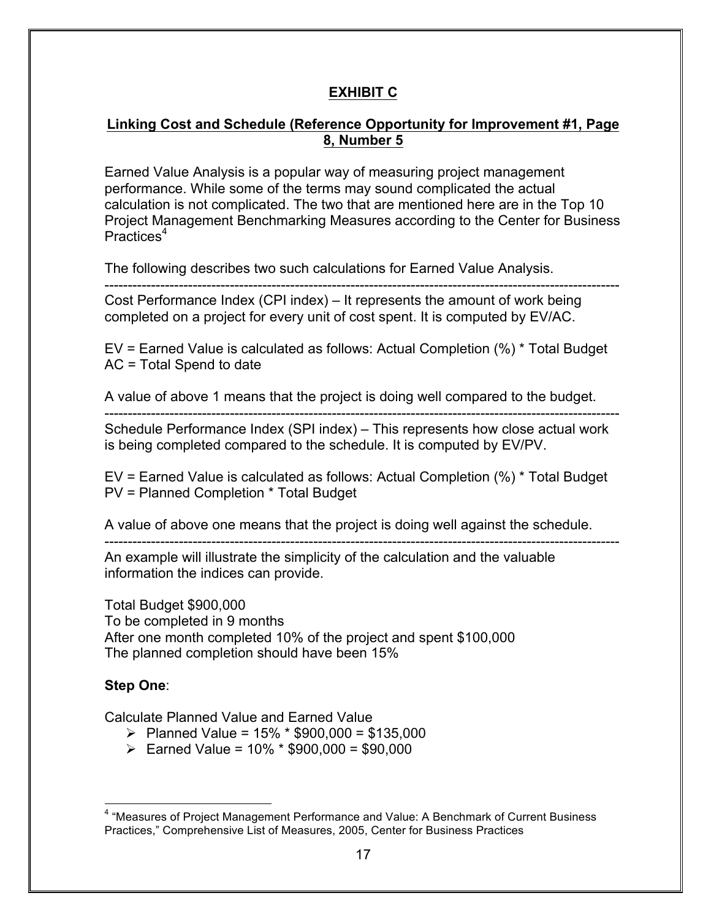## EXHIBIT C

### Linking Cost and Schedule (Reference Opportunity for Improvement #1, Page 8, Number 5

Earned Value Analysis is a popular way of measuring project management performance. While some of the terms may sound complicated the actual calculation is not complicated. The two that are mentioned here are in the Top 10 Project Management Benchmarking Measures according to the Center for Business Practices[4]

The following describes two such calculations for Earned Value Analysis.

---

Cost Performance Index (CPI index) – It represents the amount of work being completed on a project for every unit of cost spent. It is computed by EV/AC.

EV = Earned Value is calculated as follows: Actual Completion (%) * Total Budget
AC = Total Spend to date

A value of above 1 means that the project is doing well compared to the budget.

---

Schedule Performance Index (SPI index) – This represents how close actual work is being completed compared to the schedule. It is computed by EV/PV.

EV = Earned Value is calculated as follows: Actual Completion (%) * Total Budget
PV = Planned Completion * Total Budget

A value of above one means that the project is doing well against the schedule.

---

An example will illustrate the simplicity of the calculation and the valuable information the indices can provide.

Total Budget $900,000
To be completed in 9 months
After one month completed 10% of the project and spent $100,000
The planned completion should have been 15%

**Step One**:

Calculate Planned Value and Earned Value

- Planned Value = 15% * $900,000 = $135,000
- Earned Value = 10% * $900,000 = $90,000

[4] "Measures of Project Management Performance and Value: A Benchmark of Current Business Practices," Comprehensive List of Measures, 2005, Center for Business Practices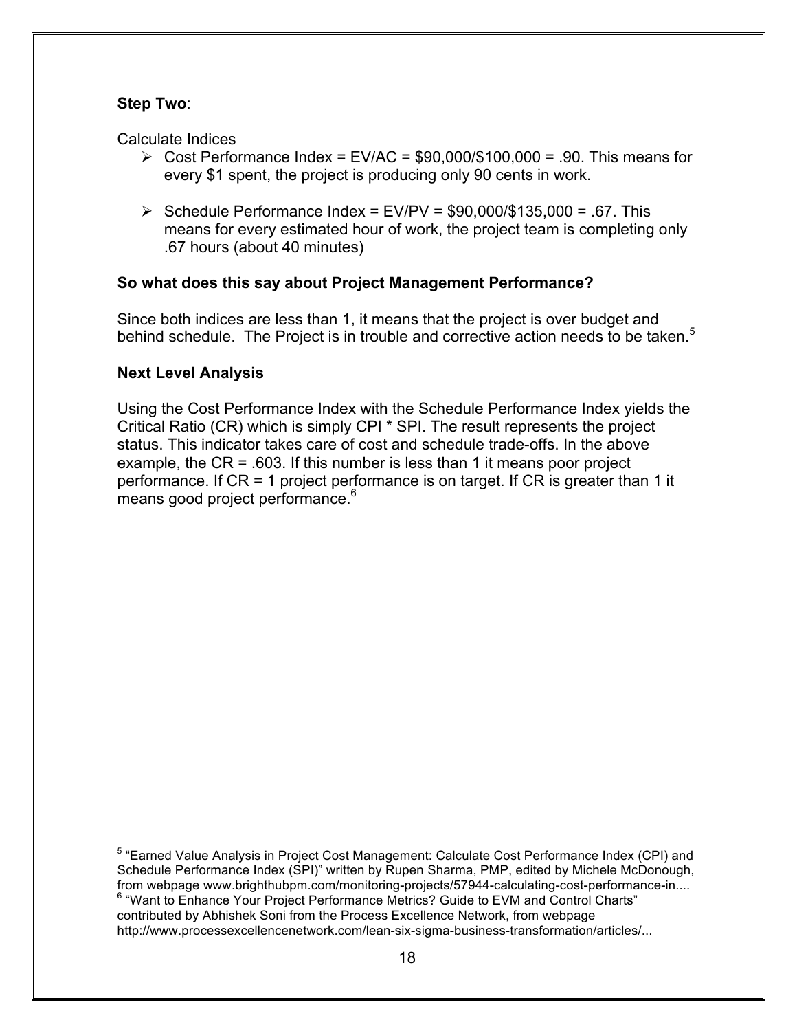**Step Two**:

Calculate Indices

- Cost Performance Index = EV/AC = $90,000/$100,000 = .90. This means for every $1 spent, the project is producing only 90 cents in work.
- Schedule Performance Index = EV/PV = $90,000/$135,000 = .67. This means for every estimated hour of work, the project team is completing only .67 hours (about 40 minutes)

**So what does this say about Project Management Performance?**

Since both indices are less than 1, it means that the project is over budget and behind schedule. The Project is in trouble and corrective action needs to be taken.[5]

**Next Level Analysis**

Using the Cost Performance Index with the Schedule Performance Index yields the Critical Ratio (CR) which is simply CPI * SPI. The result represents the project status. This indicator takes care of cost and schedule trade-offs. In the above example, the CR = .603. If this number is less than 1 it means poor project performance. If CR = 1 project performance is on target. If CR is greater than 1 it means good project performance.[6]

---

[5] "Earned Value Analysis in Project Cost Management: Calculate Cost Performance Index (CPI) and Schedule Performance Index (SPI)" written by Rupen Sharma, PMP, edited by Michele McDonough, from webpage www.brighthubpm.com/monitoring-projects/57944-calculating-cost-performance-in....

[6] "Want to Enhance Your Project Performance Metrics? Guide to EVM and Control Charts" contributed by Abhishek Soni from the Process Excellence Network, from webpage http://www.processexcellencenetwork.com/lean-six-sigma-business-transformation/articles/...